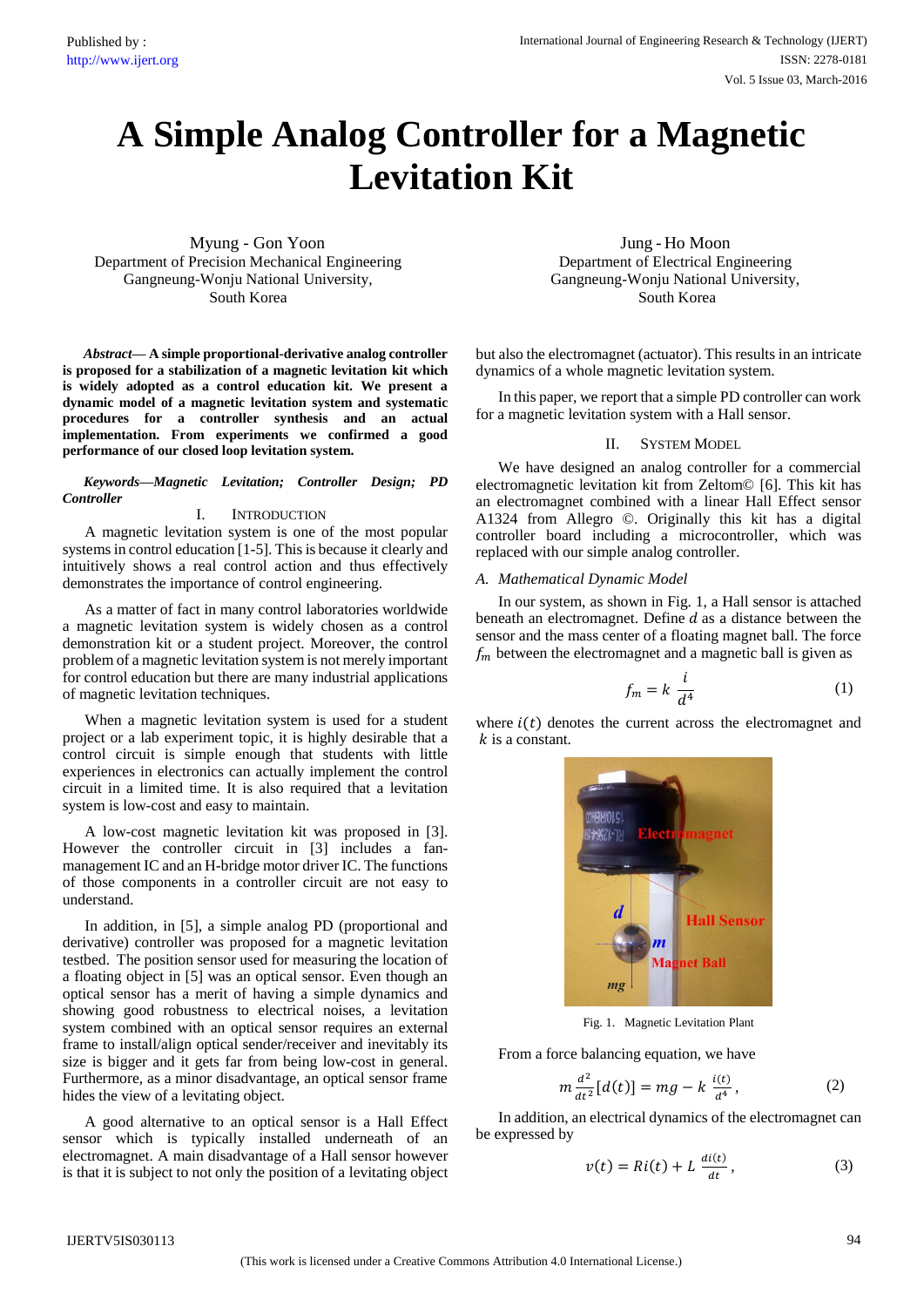# A Simple Analog Controller for a Magnetic Levitation Kit

Myung - Gon Yoon
Department of Precision Mechanical Engineering
Gangneung-Wonju National University,
South Korea

Jung - Ho Moon
Department of Electrical Engineering
Gangneung-Wonju National University,
South Korea

***Abstract*— A simple proportional-derivative analog controller is proposed for a stabilization of a magnetic levitation kit which is widely adopted as a control education kit. We present a dynamic model of a magnetic levitation system and systematic procedures for a controller synthesis and an actual implementation. From experiments we confirmed a good performance of our closed loop levitation system.**

***Keywords—Magnetic Levitation; Controller Design; PD Controller***

## I. INTRODUCTION

A magnetic levitation system is one of the most popular systems in control education [1-5]. This is because it clearly and intuitively shows a real control action and thus effectively demonstrates the importance of control engineering.

As a matter of fact in many control laboratories worldwide a magnetic levitation system is widely chosen as a control demonstration kit or a student project. Moreover, the control problem of a magnetic levitation system is not merely important for control education but there are many industrial applications of magnetic levitation techniques.

When a magnetic levitation system is used for a student project or a lab experiment topic, it is highly desirable that a control circuit is simple enough that students with little experiences in electronics can actually implement the control circuit in a limited time. It is also required that a levitation system is low-cost and easy to maintain.

A low-cost magnetic levitation kit was proposed in [3]. However the controller circuit in [3] includes a fan-management IC and an H-bridge motor driver IC. The functions of those components in a controller circuit are not easy to understand.

In addition, in [5], a simple analog PD (proportional and derivative) controller was proposed for a magnetic levitation testbed. The position sensor used for measuring the location of a floating object in [5] was an optical sensor. Even though an optical sensor has a merit of having a simple dynamics and showing good robustness to electrical noises, a levitation system combined with an optical sensor requires an external frame to install/align optical sender/receiver and inevitably its size is bigger and it gets far from being low-cost in general. Furthermore, as a minor disadvantage, an optical sensor frame hides the view of a levitating object.

A good alternative to an optical sensor is a Hall Effect sensor which is typically installed underneath of an electromagnet. A main disadvantage of a Hall sensor however is that it is subject to not only the position of a levitating object but also the electromagnet (actuator). This results in an intricate dynamics of a whole magnetic levitation system.

In this paper, we report that a simple PD controller can work for a magnetic levitation system with a Hall sensor.

## II. SYSTEM MODEL

We have designed an analog controller for a commercial electromagnetic levitation kit from Zeltom© [6]. This kit has an electromagnet combined with a linear Hall Effect sensor A1324 from Allegro ©. Originally this kit has a digital controller board including a microcontroller, which was replaced with our simple analog controller.

### *A. Mathematical Dynamic Model*

In our system, as shown in Fig. 1, a Hall sensor is attached beneath an electromagnet. Define $d$ as a distance between the sensor and the mass center of a floating magnet ball. The force $f_m$ between the electromagnet and a magnetic ball is given as

$$f_m = k\ \frac{i}{d^4} \tag{1}$$

where $i(t)$ denotes the current across the electromagnet and $k$ is a constant.

Fig. 1. Magnetic Levitation Plant

From a force balancing equation, we have

$$m\frac{d^2}{dt^2}[d(t)] = mg - k\ \frac{i(t)}{d^4}, \tag{2}$$

In addition, an electrical dynamics of the electromagnet can be expressed by

$$v(t) = Ri(t) + L\ \frac{di(t)}{dt}, \tag{3}$$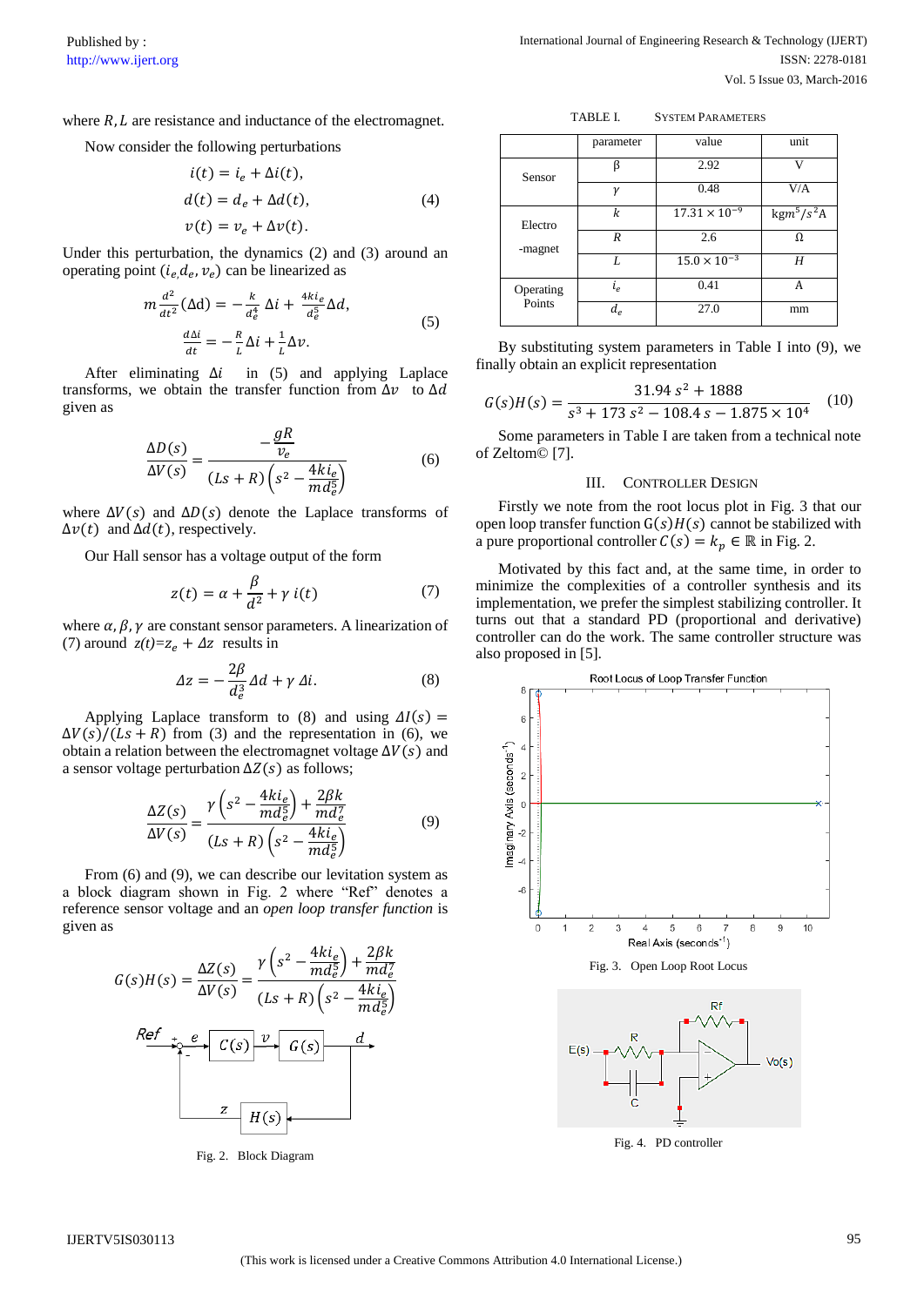where $R, L$ are resistance and inductance of the electromagnet.

Now consider the following perturbations

$$
\begin{aligned}
i(t) &= i_e + \Delta i(t), \\
d(t) &= d_e + \Delta d(t), \\
v(t) &= v_e + \Delta v(t).
\end{aligned}
\tag{4}
$$

Under this perturbation, the dynamics (2) and (3) around an operating point $(i_e, d_e, v_e)$ can be linearized as

$$
\begin{aligned}
m\frac{d^2}{dt^2}(\Delta d) &= -\frac{k}{d_e^4}\Delta i + \frac{4ki_e}{d_e^5}\Delta d, \\
\frac{d\Delta i}{dt} &= -\frac{R}{L}\Delta i + \frac{1}{L}\Delta v.
\end{aligned}
\tag{5}
$$

After eliminating $\Delta i$ in (5) and applying Laplace transforms, we obtain the transfer function from $\Delta v$ to $\Delta d$ given as

$$
\frac{\Delta D(s)}{\Delta V(s)} = \frac{-\frac{gR}{v_e}}{(Ls+R)\left(s^2 - \frac{4ki_e}{md_e^5}\right)} \tag{6}
$$

where $\Delta V(s)$ and $\Delta D(s)$ denote the Laplace transforms of $\Delta v(t)$ and $\Delta d(t)$, respectively.

Our Hall sensor has a voltage output of the form

$$
z(t) = \alpha + \frac{\beta}{d^2} + \gamma\, i(t) \tag{7}
$$

where $\alpha, \beta, \gamma$ are constant sensor parameters. A linearization of (7) around $z(t) = z_e + \Delta z$ results in

$$
\Delta z = -\frac{2\beta}{d_e^3}\Delta d + \gamma\,\Delta i. \tag{8}
$$

Applying Laplace transform to (8) and using $\Delta I(s) = \Delta V(s)/(Ls+R)$ from (3) and the representation in (6), we obtain a relation between the electromagnet voltage $\Delta V(s)$ and a sensor voltage perturbation $\Delta Z(s)$ as follows;

$$
\frac{\Delta Z(s)}{\Delta V(s)} = \frac{\gamma\left(s^2 - \frac{4ki_e}{md_e^5}\right) + \frac{2\beta k}{md_e^7}}{(Ls+R)\left(s^2 - \frac{4ki_e}{md_e^5}\right)} \tag{9}
$$

From (6) and (9), we can describe our levitation system as a block diagram shown in Fig. 2 where "Ref" denotes a reference sensor voltage and an *open loop transfer function* is given as

$$
G(s)H(s) = \frac{\Delta Z(s)}{\Delta V(s)} = \frac{\gamma\left(s^2 - \frac{4ki_e}{md_e^5}\right) + \frac{2\beta k}{md_e^7}}{(Ls+R)\left(s^2 - \frac{4ki_e}{md_e^5}\right)}
$$

Fig. 2. Block Diagram

TABLE I. SYSTEM PARAMETERS

| | parameter | value | unit |
|---|---|---|---|
| Sensor | $\beta$ | 2.92 | V |
| | $\gamma$ | 0.48 | V/A |
| Electro-magnet | $k$ | $17.31 \times 10^{-9}$ | $\text{kgm}^5/s^2\text{A}$ |
| | $R$ | 2.6 | $\Omega$ |
| | $L$ | $15.0 \times 10^{-3}$ | $H$ |
| Operating Points | $i_e$ | 0.41 | A |
| | $d_e$ | 27.0 | mm |

By substituting system parameters in Table I into (9), we finally obtain an explicit representation

$$
G(s)H(s) = \frac{31.94\,s^2 + 1888}{s^3 + 173\,s^2 - 108.4\,s - 1.875 \times 10^4} \tag{10}
$$

Some parameters in Table I are taken from a technical note of Zeltom© [7].

## III. CONTROLLER DESIGN

Firstly we note from the root locus plot in Fig. 3 that our open loop transfer function $G(s)H(s)$ cannot be stabilized with a pure proportional controller $C(s) = k_p \in \mathbb{R}$ in Fig. 2.

Motivated by this fact and, at the same time, in order to minimize the complexities of a controller synthesis and its implementation, we prefer the simplest stabilizing controller. It turns out that a standard PD (proportional and derivative) controller can do the work. The same controller structure was also proposed in [5].

Fig. 3. Open Loop Root Locus

Fig. 4. PD controller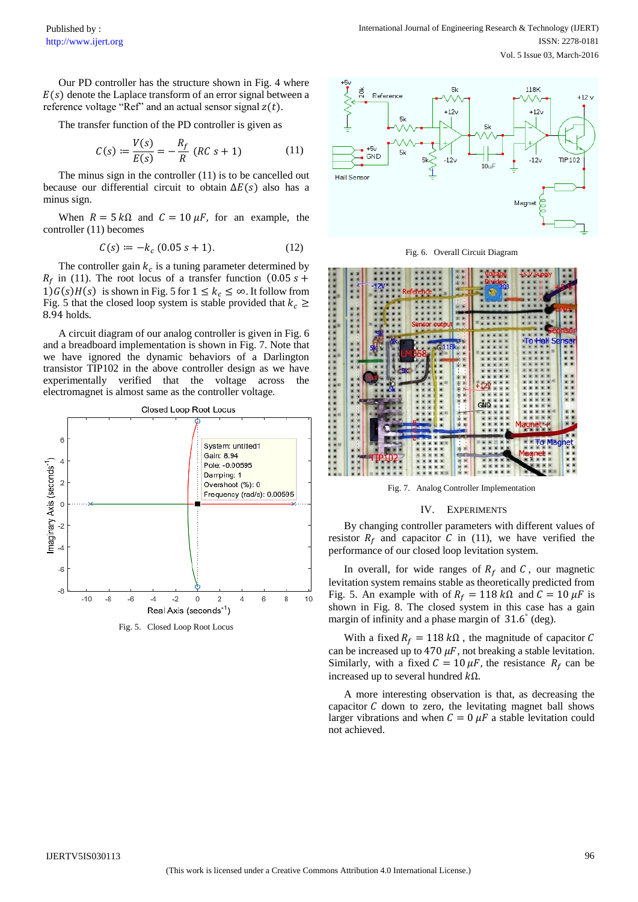Our PD controller has the structure shown in Fig. 4 where $E(s)$ denote the Laplace transform of an error signal between a reference voltage "Ref" and an actual sensor signal $z(t)$.

The transfer function of the PD controller is given as

$$C(s) := \frac{V(s)}{E(s)} = -\frac{R_f}{R}\,(RC\,s + 1) \tag{11}$$

The minus sign in the controller (11) is to be cancelled out because our differential circuit to obtain $\Delta E(s)$ also has a minus sign.

When $R = 5\,k\Omega$ and $C = 10\,\mu F$, for an example, the controller (11) becomes

$$C(s) := -k_c\,(0.05\,s + 1). \tag{12}$$

The controller gain $k_c$ is a tuning parameter determined by $R_f$ in (11). The root locus of a transfer function $(0.05\,s + 1)G(s)H(s)$ is shown in Fig. 5 for $1 \leq k_c \leq \infty$. It follow from Fig. 5 that the closed loop system is stable provided that $k_c \geq 8.94$ holds.

A circuit diagram of our analog controller is given in Fig. 6 and a breadboard implementation is shown in Fig. 7. Note that we have ignored the dynamic behaviors of a Darlington transistor TIP102 in the above controller design as we have experimentally verified that the voltage across the electromagnet is almost same as the controller voltage.

Fig. 5. Closed Loop Root Locus

Fig. 6. Overall Circuit Diagram

Fig. 7. Analog Controller Implementation

## IV. EXPERIMENTS

By changing controller parameters with different values of resistor $R_f$ and capacitor $C$ in (11), we have verified the performance of our closed loop levitation system.

In overall, for wide ranges of $R_f$ and $C$, our magnetic levitation system remains stable as theoretically predicted from Fig. 5. An example with of $R_f = 118\,k\Omega$ and $C = 10\,\mu F$ is shown in Fig. 8. The closed system in this case has a gain margin of infinity and a phase margin of $31.6^{\circ}$ (deg).

With a fixed $R_f = 118\,k\Omega$, the magnitude of capacitor $C$ can be increased up to $470\,\mu F$, not breaking a stable levitation. Similarly, with a fixed $C = 10\,\mu F$, the resistance $R_f$ can be increased up to several hundred $k\Omega$.

A more interesting observation is that, as decreasing the capacitor $C$ down to zero, the levitating magnet ball shows larger vibrations and when $C = 0\,\mu F$ a stable levitation could not achieved.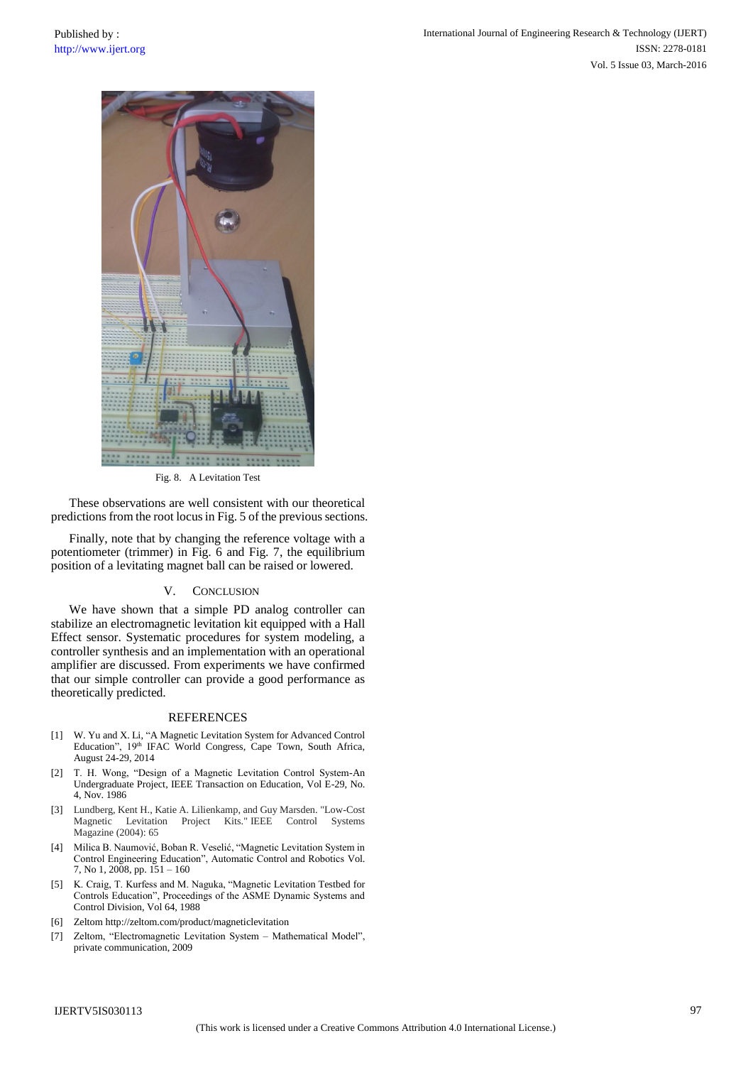Fig. 8. A Levitation Test

These observations are well consistent with our theoretical predictions from the root locus in Fig. 5 of the previous sections.

Finally, note that by changing the reference voltage with a potentiometer (trimmer) in Fig. 6 and Fig. 7, the equilibrium position of a levitating magnet ball can be raised or lowered.

## V. Conclusion

We have shown that a simple PD analog controller can stabilize an electromagnetic levitation kit equipped with a Hall Effect sensor. Systematic procedures for system modeling, a controller synthesis and an implementation with an operational amplifier are discussed. From experiments we have confirmed that our simple controller can provide a good performance as theoretically predicted.

## References

[1] W. Yu and X. Li, "A Magnetic Levitation System for Advanced Control Education", 19th IFAC World Congress, Cape Town, South Africa, August 24-29, 2014

[2] T. H. Wong, "Design of a Magnetic Levitation Control System-An Undergraduate Project, IEEE Transaction on Education, Vol E-29, No. 4, Nov. 1986

[3] Lundberg, Kent H., Katie A. Lilienkamp, and Guy Marsden. "Low-Cost Magnetic Levitation Project Kits." IEEE Control Systems Magazine (2004): 65

[4] Milica B. Naumović, Boban R. Veselić, "Magnetic Levitation System in Control Engineering Education", Automatic Control and Robotics Vol. 7, No 1, 2008, pp. 151 – 160

[5] K. Craig, T. Kurfess and M. Naguka, "Magnetic Levitation Testbed for Controls Education", Proceedings of the ASME Dynamic Systems and Control Division, Vol 64, 1988

[6] Zeltom http://zeltom.com/product/magneticlevitation

[7] Zeltom, "Electromagnetic Levitation System – Mathematical Model", private communication, 2009

(This work is licensed under a Creative Commons Attribution 4.0 International License.)